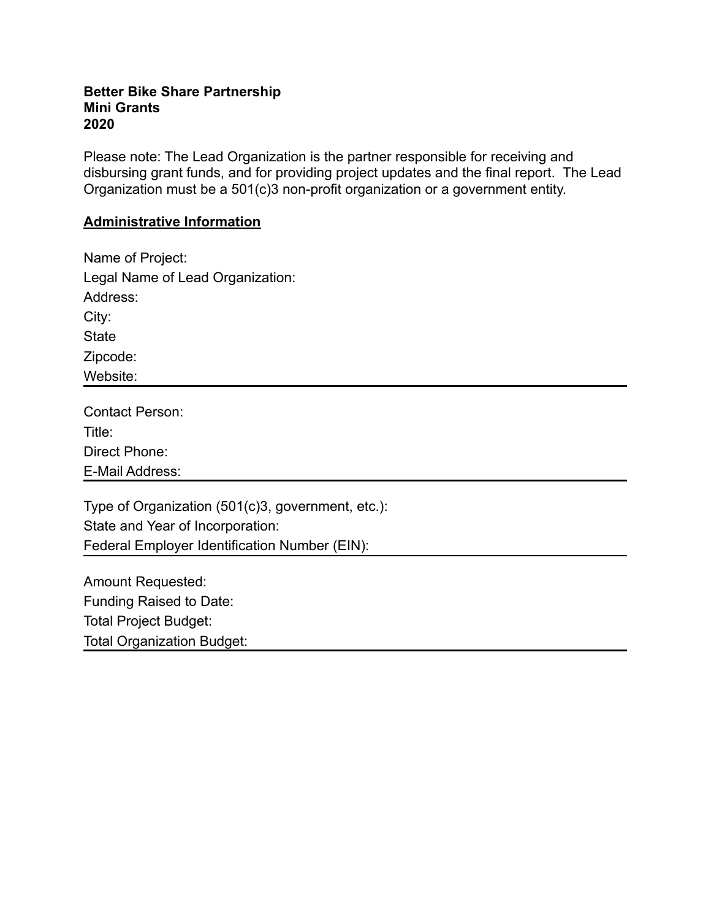**Better Bike Share Partnership**
**Mini Grants**
**2020**

Please note: The Lead Organization is the partner responsible for receiving and disbursing grant funds, and for providing project updates and the final report. The Lead Organization must be a 501(c)3 non-profit organization or a government entity.

**<u>Administrative Information</u>**

Name of Project:
Legal Name of Lead Organization:
Address:
City:
State
Zipcode:
Website:

---

Contact Person:
Title:
Direct Phone:
E-Mail Address:

---

Type of Organization (501(c)3, government, etc.):
State and Year of Incorporation:
Federal Employer Identification Number (EIN):

---

Amount Requested:
Funding Raised to Date:
Total Project Budget:
Total Organization Budget:

---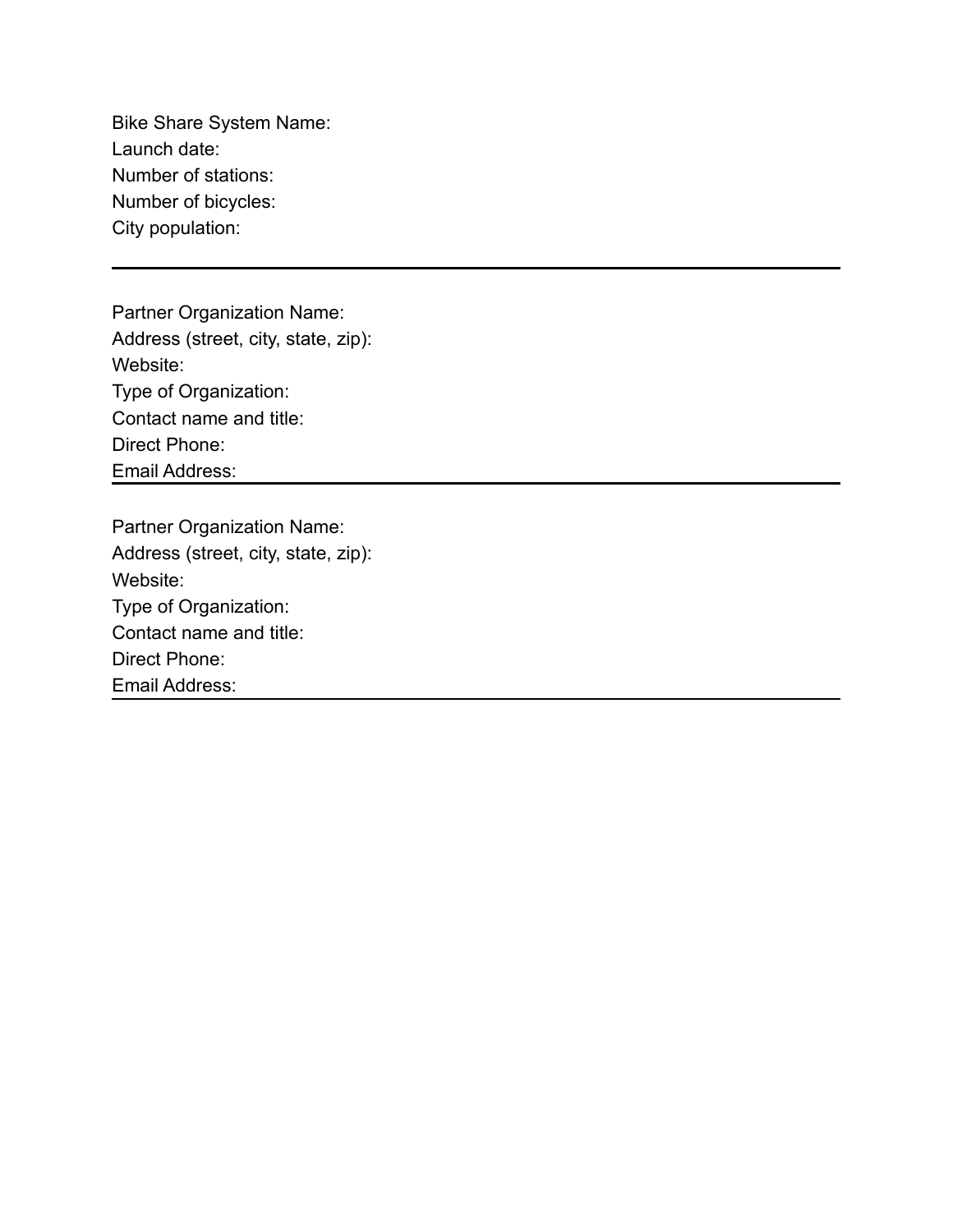Bike Share System Name:
Launch date:
Number of stations:
Number of bicycles:
City population:

---

Partner Organization Name:
Address (street, city, state, zip):
Website:
Type of Organization:
Contact name and title:
Direct Phone:
Email Address:

---

Partner Organization Name:
Address (street, city, state, zip):
Website:
Type of Organization:
Contact name and title:
Direct Phone:
Email Address:

---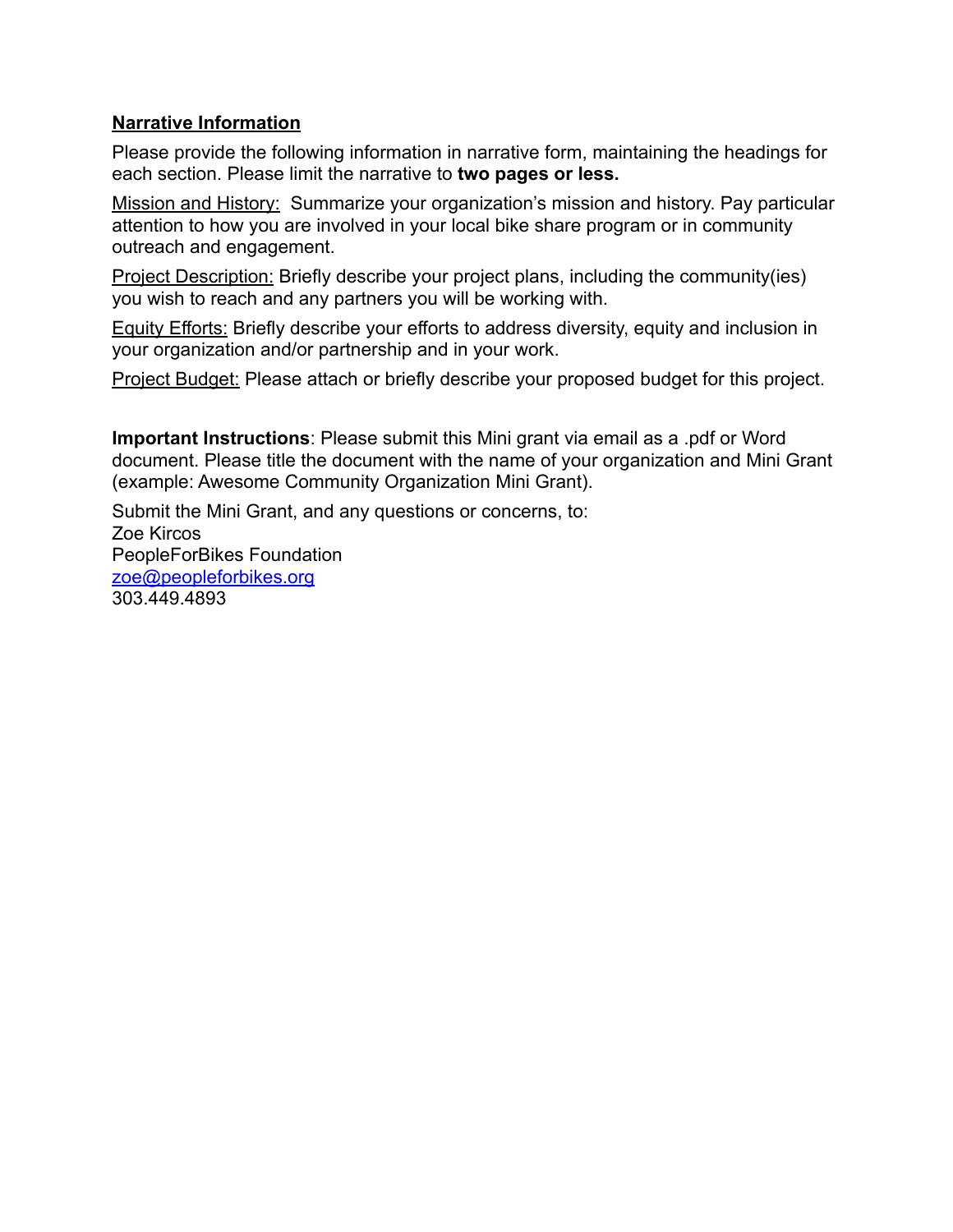## Narrative Information

Please provide the following information in narrative form, maintaining the headings for each section. Please limit the narrative to **two pages or less.**

<u>Mission and History:</u> Summarize your organization's mission and history. Pay particular attention to how you are involved in your local bike share program or in community outreach and engagement.

<u>Project Description:</u> Briefly describe your project plans, including the community(ies) you wish to reach and any partners you will be working with.

<u>Equity Efforts:</u> Briefly describe your efforts to address diversity, equity and inclusion in your organization and/or partnership and in your work.

<u>Project Budget:</u> Please attach or briefly describe your proposed budget for this project.

**Important Instructions**: Please submit this Mini grant via email as a .pdf or Word document. Please title the document with the name of your organization and Mini Grant (example: Awesome Community Organization Mini Grant).

Submit the Mini Grant, and any questions or concerns, to:
Zoe Kircos
PeopleForBikes Foundation
[zoe@peopleforbikes.org](mailto:zoe@peopleforbikes.org)
303.449.4893